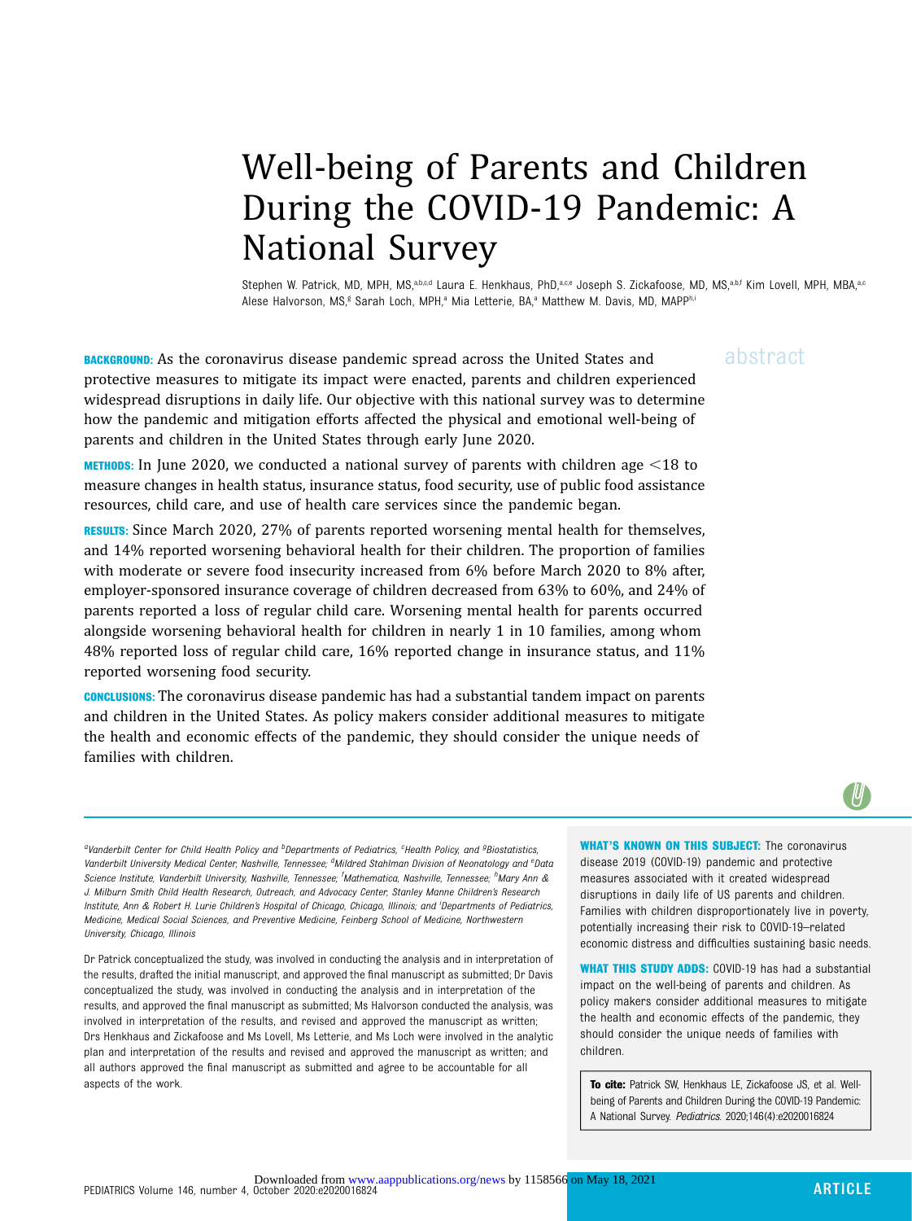# Well-being of Parents and Children During the COVID-19 Pandemic: A National Survey

Stephen W. Patrick, MD, MPH, MS,[a,b,c,d] Laura E. Henkhaus, PhD,[a,c,e] Joseph S. Zickafoose, MD, MS,[a,b,f] Kim Lovell, MPH, MBA,[a,c] Alese Halvorson, MS,[g] Sarah Loch, MPH,[a] Mia Letterie, BA,[a] Matthew M. Davis, MD, MAPP[h,i]

## abstract

**BACKGROUND:** As the coronavirus disease pandemic spread across the United States and protective measures to mitigate its impact were enacted, parents and children experienced widespread disruptions in daily life. Our objective with this national survey was to determine how the pandemic and mitigation efforts affected the physical and emotional well-being of parents and children in the United States through early June 2020.

**METHODS:** In June 2020, we conducted a national survey of parents with children age <18 to measure changes in health status, insurance status, food security, use of public food assistance resources, child care, and use of health care services since the pandemic began.

**RESULTS:** Since March 2020, 27% of parents reported worsening mental health for themselves, and 14% reported worsening behavioral health for their children. The proportion of families with moderate or severe food insecurity increased from 6% before March 2020 to 8% after, employer-sponsored insurance coverage of children decreased from 63% to 60%, and 24% of parents reported a loss of regular child care. Worsening mental health for parents occurred alongside worsening behavioral health for children in nearly 1 in 10 families, among whom 48% reported loss of regular child care, 16% reported change in insurance status, and 11% reported worsening food security.

**CONCLUSIONS:** The coronavirus disease pandemic has had a substantial tandem impact on parents and children in the United States. As policy makers consider additional measures to mitigate the health and economic effects of the pandemic, they should consider the unique needs of families with children.

*[a]Vanderbilt Center for Child Health Policy and [b]Departments of Pediatrics, [c]Health Policy, and [g]Biostatistics, Vanderbilt University Medical Center, Nashville, Tennessee; [d]Mildred Stahlman Division of Neonatology and [e]Data Science Institute, Vanderbilt University, Nashville, Tennessee; [f]Mathematica, Nashville, Tennessee; [h]Mary Ann & J. Milburn Smith Child Health Research, Outreach, and Advocacy Center, Stanley Manne Children's Research Institute, Ann & Robert H. Lurie Children's Hospital of Chicago, Chicago, Illinois; and [i]Departments of Pediatrics, Medicine, Medical Social Sciences, and Preventive Medicine, Feinberg School of Medicine, Northwestern University, Chicago, Illinois*

Dr Patrick conceptualized the study, was involved in conducting the analysis and in interpretation of the results, drafted the initial manuscript, and approved the final manuscript as submitted; Dr Davis conceptualized the study, was involved in conducting the analysis and in interpretation of the results, and approved the final manuscript as submitted; Ms Halvorson conducted the analysis, was involved in interpretation of the results, and revised and approved the manuscript as written; Drs Henkhaus and Zickafoose and Ms Lovell, Ms Letterie, and Ms Loch were involved in the analytic plan and interpretation of the results and revised and approved the manuscript as written; and all authors approved the final manuscript as submitted and agree to be accountable for all aspects of the work.

**WHAT'S KNOWN ON THIS SUBJECT:** The coronavirus disease 2019 (COVID-19) pandemic and protective measures associated with it created widespread disruptions in daily life of US parents and children. Families with children disproportionately live in poverty, potentially increasing their risk to COVID-19–related economic distress and difficulties sustaining basic needs.

**WHAT THIS STUDY ADDS:** COVID-19 has had a substantial impact on the well-being of parents and children. As policy makers consider additional measures to mitigate the health and economic effects of the pandemic, they should consider the unique needs of families with children.

**To cite:** Patrick SW, Henkhaus LE, Zickafoose JS, et al. Well-being of Parents and Children During the COVID-19 Pandemic: A National Survey. *Pediatrics.* 2020;146(4):e2020016824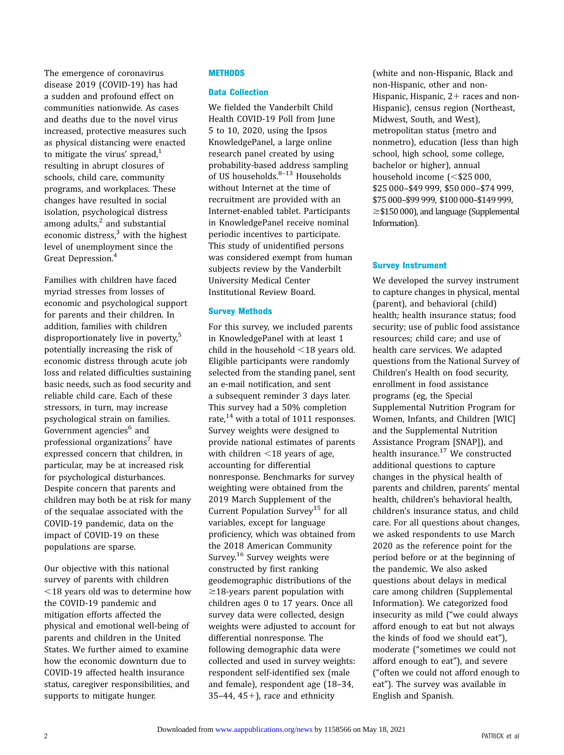The emergence of coronavirus disease 2019 (COVID-19) has had a sudden and profound effect on communities nationwide. As cases and deaths due to the novel virus increased, protective measures such as physical distancing were enacted to mitigate the virus' spread,[1] resulting in abrupt closures of schools, child care, community programs, and workplaces. These changes have resulted in social isolation, psychological distress among adults,[2] and substantial economic distress,[3] with the highest level of unemployment since the Great Depression.[4]

Families with children have faced myriad stresses from losses of economic and psychological support for parents and their children. In addition, families with children disproportionately live in poverty,[5] potentially increasing the risk of economic distress through acute job loss and related difficulties sustaining basic needs, such as food security and reliable child care. Each of these stressors, in turn, may increase psychological strain on families. Government agencies[6] and professional organizations[7] have expressed concern that children, in particular, may be at increased risk for psychological disturbances. Despite concern that parents and children may both be at risk for many of the sequalae associated with the COVID-19 pandemic, data on the impact of COVID-19 on these populations are sparse.

Our objective with this national survey of parents with children <18 years old was to determine how the COVID-19 pandemic and mitigation efforts affected the physical and emotional well-being of parents and children in the United States. We further aimed to examine how the economic downturn due to COVID-19 affected health insurance status, caregiver responsibilities, and supports to mitigate hunger.

## METHODS

### Data Collection

We fielded the Vanderbilt Child Health COVID-19 Poll from June 5 to 10, 2020, using the Ipsos KnowledgePanel, a large online research panel created by using probability-based address sampling of US households.[8–13] Households without Internet at the time of recruitment are provided with an Internet-enabled tablet. Participants in KnowledgePanel receive nominal periodic incentives to participate. This study of unidentified persons was considered exempt from human subjects review by the Vanderbilt University Medical Center Institutional Review Board.

### Survey Methods

For this survey, we included parents in KnowledgePanel with at least 1 child in the household <18 years old. Eligible participants were randomly selected from the standing panel, sent an e-mail notification, and sent a subsequent reminder 3 days later. This survey had a 50% completion rate,[14] with a total of 1011 responses. Survey weights were designed to provide national estimates of parents with children <18 years of age, accounting for differential nonresponse. Benchmarks for survey weighting were obtained from the 2019 March Supplement of the Current Population Survey[15] for all variables, except for language proficiency, which was obtained from the 2018 American Community Survey.[16] Survey weights were constructed by first ranking geodemographic distributions of the ≥18-years parent population with children ages 0 to 17 years. Once all survey data were collected, design weights were adjusted to account for differential nonresponse. The following demographic data were collected and used in survey weights: respondent self-identified sex (male and female), respondent age (18–34, 35–44, 45+), race and ethnicity (white and non-Hispanic, Black and non-Hispanic, other and non-Hispanic, Hispanic, 2+ races and non-Hispanic), census region (Northeast, Midwest, South, and West), metropolitan status (metro and nonmetro), education (less than high school, high school, some college, bachelor or higher), annual household income (<\$25 000, \$25 000–\$49 999, \$50 000–\$74 999, \$75 000–\$99 999, \$100 000–\$149 999, ≥\$150 000), and language (Supplemental Information).

### Survey Instrument

We developed the survey instrument to capture changes in physical, mental (parent), and behavioral (child) health; health insurance status; food security; use of public food assistance resources; child care; and use of health care services. We adapted questions from the National Survey of Children's Health on food security, enrollment in food assistance programs (eg, the Special Supplemental Nutrition Program for Women, Infants, and Children [WIC] and the Supplemental Nutrition Assistance Program [SNAP]), and health insurance.[17] We constructed additional questions to capture changes in the physical health of parents and children, parents' mental health, children's behavioral health, children's insurance status, and child care. For all questions about changes, we asked respondents to use March 2020 as the reference point for the period before or at the beginning of the pandemic. We also asked questions about delays in medical care among children (Supplemental Information). We categorized food insecurity as mild ("we could always afford enough to eat but not always the kinds of food we should eat"), moderate ("sometimes we could not afford enough to eat"), and severe ("often we could not afford enough to eat"). The survey was available in English and Spanish.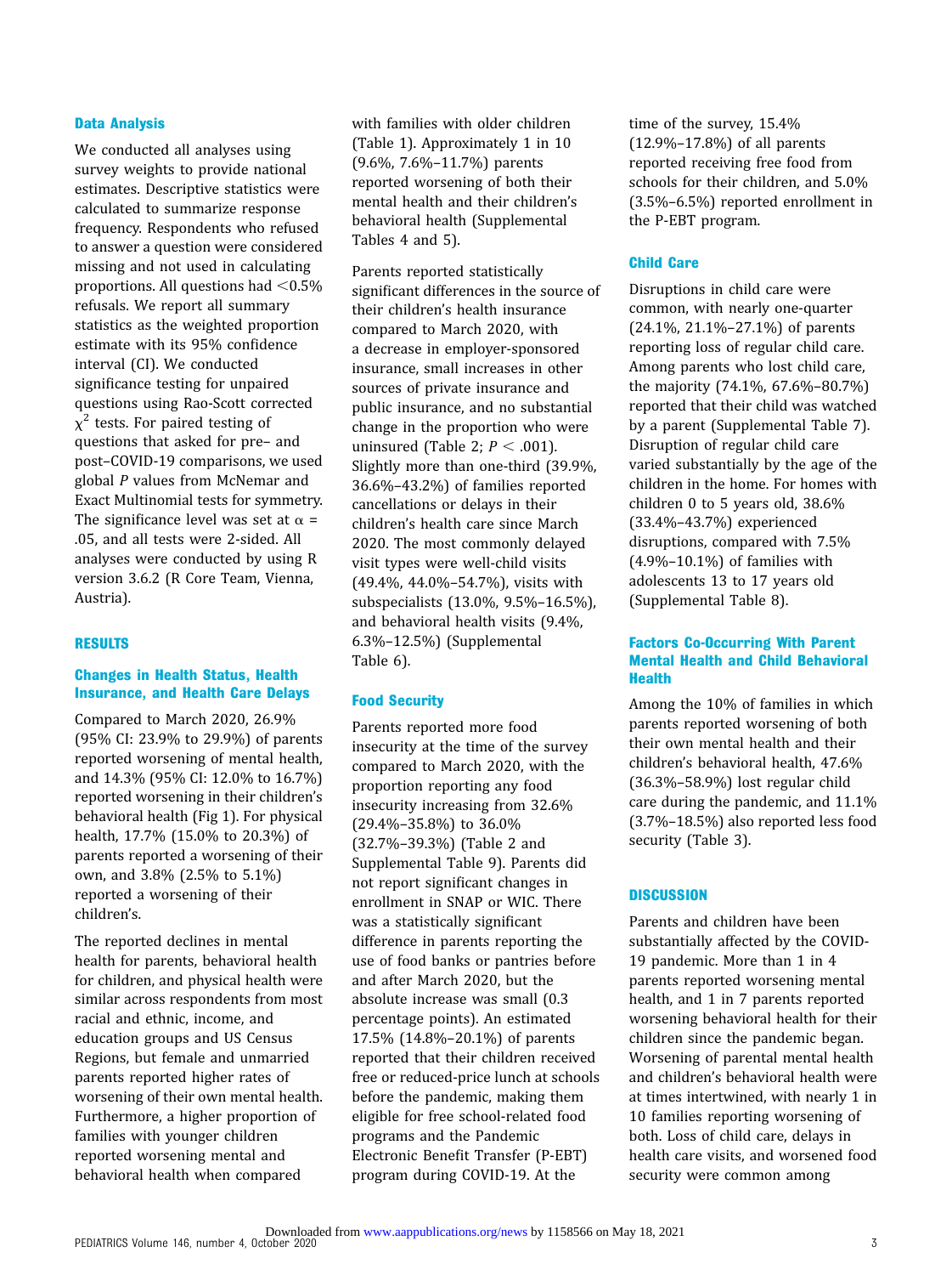### Data Analysis

We conducted all analyses using survey weights to provide national estimates. Descriptive statistics were calculated to summarize response frequency. Respondents who refused to answer a question were considered missing and not used in calculating proportions. All questions had <0.5% refusals. We report all summary statistics as the weighted proportion estimate with its 95% confidence interval (CI). We conducted significance testing for unpaired questions using Rao-Scott corrected $\chi^2$ tests. For paired testing of questions that asked for pre– and post–COVID-19 comparisons, we used global *P* values from McNemar and Exact Multinomial tests for symmetry. The significance level was set at $\alpha$ = .05, and all tests were 2-sided. All analyses were conducted by using R version 3.6.2 (R Core Team, Vienna, Austria).

## RESULTS

### Changes in Health Status, Health Insurance, and Health Care Delays

Compared to March 2020, 26.9% (95% CI: 23.9% to 29.9%) of parents reported worsening of mental health, and 14.3% (95% CI: 12.0% to 16.7%) reported worsening in their children's behavioral health (Fig 1). For physical health, 17.7% (15.0% to 20.3%) of parents reported a worsening of their own, and 3.8% (2.5% to 5.1%) reported a worsening of their children's.

The reported declines in mental health for parents, behavioral health for children, and physical health were similar across respondents from most racial and ethnic, income, and education groups and US Census Regions, but female and unmarried parents reported higher rates of worsening of their own mental health. Furthermore, a higher proportion of families with younger children reported worsening mental and behavioral health when compared with families with older children (Table 1). Approximately 1 in 10 (9.6%, 7.6%–11.7%) parents reported worsening of both their mental health and their children's behavioral health (Supplemental Tables 4 and 5).

Parents reported statistically significant differences in the source of their children's health insurance compared to March 2020, with a decrease in employer-sponsored insurance, small increases in other sources of private insurance and public insurance, and no substantial change in the proportion who were uninsured (Table 2; $P < .001$). Slightly more than one-third (39.9%, 36.6%–43.2%) of families reported cancellations or delays in their children's health care since March 2020. The most commonly delayed visit types were well-child visits (49.4%, 44.0%–54.7%), visits with subspecialists (13.0%, 9.5%–16.5%), and behavioral health visits (9.4%, 6.3%–12.5%) (Supplemental Table 6).

### Food Security

Parents reported more food insecurity at the time of the survey compared to March 2020, with the proportion reporting any food insecurity increasing from 32.6% (29.4%–35.8%) to 36.0% (32.7%–39.3%) (Table 2 and Supplemental Table 9). Parents did not report significant changes in enrollment in SNAP or WIC. There was a statistically significant difference in parents reporting the use of food banks or pantries before and after March 2020, but the absolute increase was small (0.3 percentage points). An estimated 17.5% (14.8%–20.1%) of parents reported that their children received free or reduced-price lunch at schools before the pandemic, making them eligible for free school-related food programs and the Pandemic Electronic Benefit Transfer (P-EBT) program during COVID-19. At the time of the survey, 15.4% (12.9%–17.8%) of all parents reported receiving free food from schools for their children, and 5.0% (3.5%–6.5%) reported enrollment in the P-EBT program.

### Child Care

Disruptions in child care were common, with nearly one-quarter (24.1%, 21.1%–27.1%) of parents reporting loss of regular child care. Among parents who lost child care, the majority (74.1%, 67.6%–80.7%) reported that their child was watched by a parent (Supplemental Table 7). Disruption of regular child care varied substantially by the age of the children in the home. For homes with children 0 to 5 years old, 38.6% (33.4%–43.7%) experienced disruptions, compared with 7.5% (4.9%–10.1%) of families with adolescents 13 to 17 years old (Supplemental Table 8).

### Factors Co-Occurring With Parent Mental Health and Child Behavioral Health

Among the 10% of families in which parents reported worsening of both their own mental health and their children's behavioral health, 47.6% (36.3%–58.9%) lost regular child care during the pandemic, and 11.1% (3.7%–18.5%) also reported less food security (Table 3).

## DISCUSSION

Parents and children have been substantially affected by the COVID-19 pandemic. More than 1 in 4 parents reported worsening mental health, and 1 in 7 parents reported worsening behavioral health for their children since the pandemic began. Worsening of parental mental health and children's behavioral health were at times intertwined, with nearly 1 in 10 families reporting worsening of both. Loss of child care, delays in health care visits, and worsened food security were common among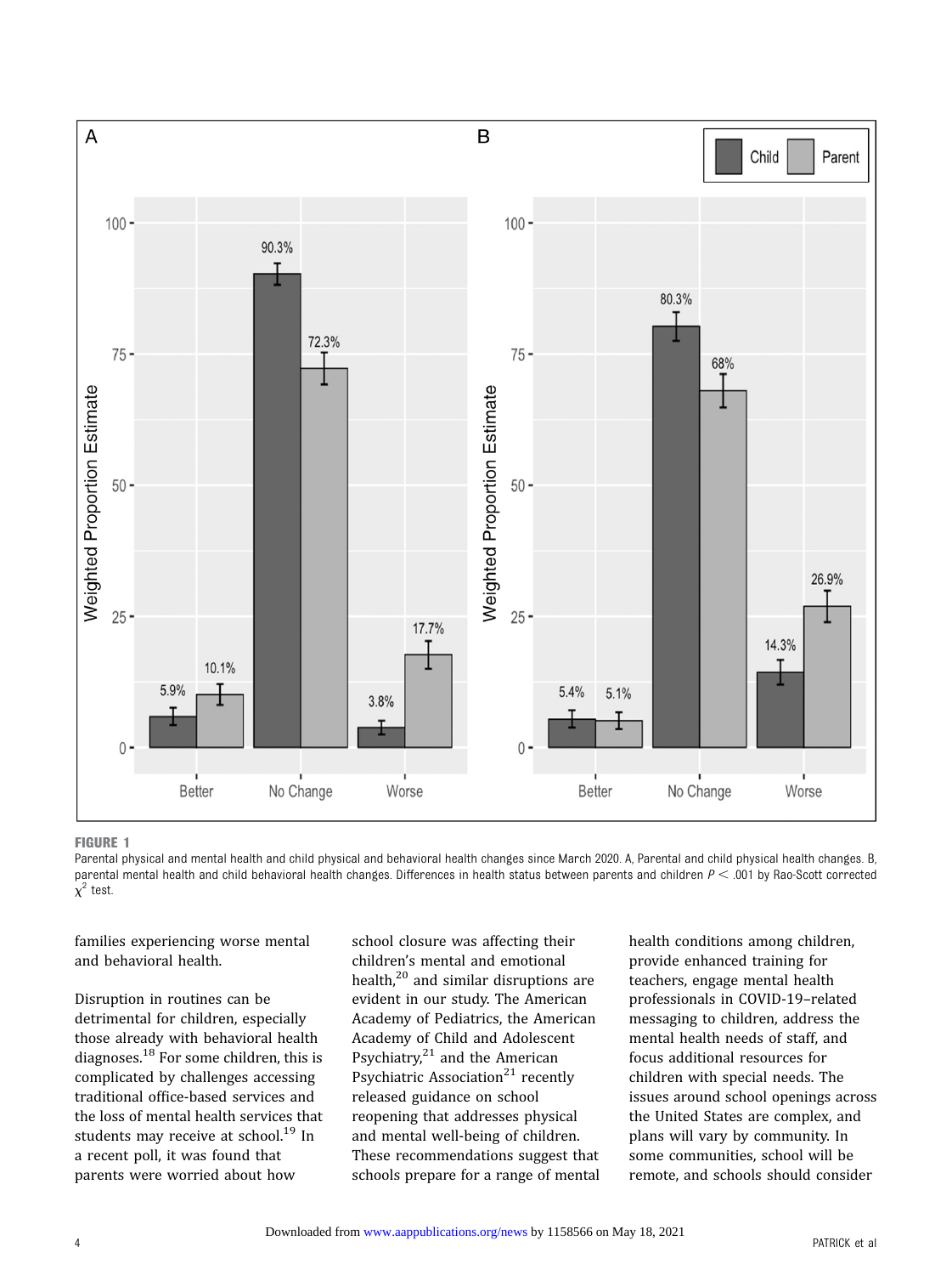**FIGURE 1**

Parental physical and mental health and child physical and behavioral health changes since March 2020. A, Parental and child physical health changes. B, parental mental health and child behavioral health changes. Differences in health status between parents and children $P < .001$ by Rao-Scott corrected $\chi^2$ test.

families experiencing worse mental and behavioral health.

Disruption in routines can be detrimental for children, especially those already with behavioral health diagnoses.[18] For some children, this is complicated by challenges accessing traditional office-based services and the loss of mental health services that students may receive at school.[19] In a recent poll, it was found that parents were worried about how school closure was affecting their children's mental and emotional health,[20] and similar disruptions are evident in our study. The American Academy of Pediatrics, the American Academy of Child and Adolescent Psychiatry,[21] and the American Psychiatric Association[21] recently released guidance on school reopening that addresses physical and mental well-being of children. These recommendations suggest that schools prepare for a range of mental health conditions among children, provide enhanced training for teachers, engage mental health professionals in COVID-19–related messaging to children, address the mental health needs of staff, and focus additional resources for children with special needs. The issues around school openings across the United States are complex, and plans will vary by community. In some communities, school will be remote, and schools should consider

Downloaded from www.aappublications.org/news by 1158566 on May 18, 2021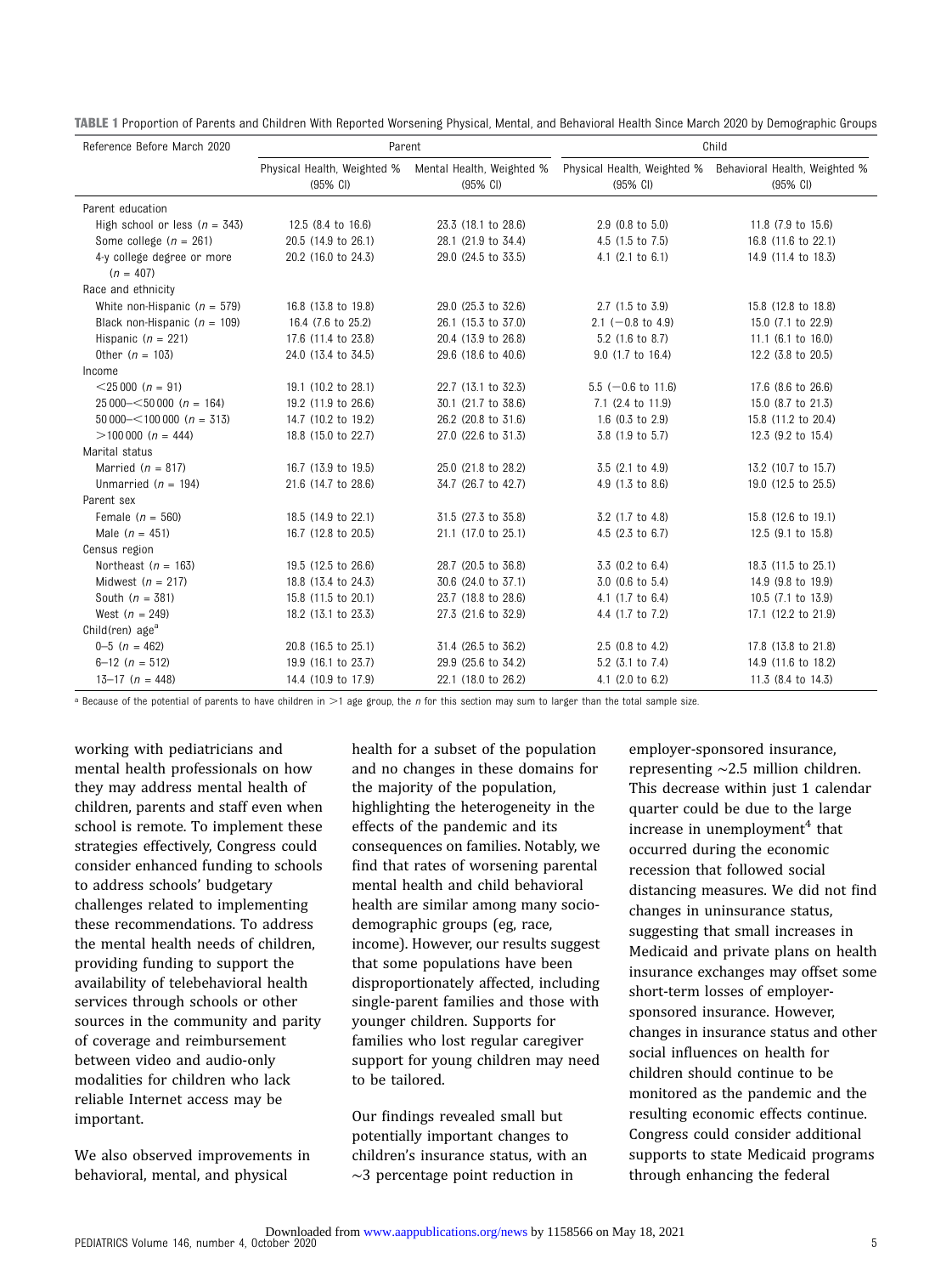**TABLE 1** Proportion of Parents and Children With Reported Worsening Physical, Mental, and Behavioral Health Since March 2020 by Demographic Groups

| Reference Before March 2020 | Parent | | Child | |
|---|---|---|---|---|
| | Physical Health, Weighted % (95% CI) | Mental Health, Weighted % (95% CI) | Physical Health, Weighted % (95% CI) | Behavioral Health, Weighted % (95% CI) |
| Parent education | | | | |
| High school or less ($n$ = 343) | 12.5 (8.4 to 16.6) | 23.3 (18.1 to 28.6) | 2.9 (0.8 to 5.0) | 11.8 (7.9 to 15.6) |
| Some college ($n$ = 261) | 20.5 (14.9 to 26.1) | 28.1 (21.9 to 34.4) | 4.5 (1.5 to 7.5) | 16.8 (11.6 to 22.1) |
| 4-y college degree or more ($n$ = 407) | 20.2 (16.0 to 24.3) | 29.0 (24.5 to 33.5) | 4.1 (2.1 to 6.1) | 14.9 (11.4 to 18.3) |
| Race and ethnicity | | | | |
| White non-Hispanic ($n$ = 579) | 16.8 (13.8 to 19.8) | 29.0 (25.3 to 32.6) | 2.7 (1.5 to 3.9) | 15.8 (12.8 to 18.8) |
| Black non-Hispanic ($n$ = 109) | 16.4 (7.6 to 25.2) | 26.1 (15.3 to 37.0) | 2.1 (−0.8 to 4.9) | 15.0 (7.1 to 22.9) |
| Hispanic ($n$ = 221) | 17.6 (11.4 to 23.8) | 20.4 (13.9 to 26.8) | 5.2 (1.6 to 8.7) | 11.1 (6.1 to 16.0) |
| Other ($n$ = 103) | 24.0 (13.4 to 34.5) | 29.6 (18.6 to 40.6) | 9.0 (1.7 to 16.4) | 12.2 (3.8 to 20.5) |
| Income | | | | |
| <25 000 ($n$ = 91) | 19.1 (10.2 to 28.1) | 22.7 (13.1 to 32.3) | 5.5 (−0.6 to 11.6) | 17.6 (8.6 to 26.6) |
| 25 000–<50 000 ($n$ = 164) | 19.2 (11.9 to 26.6) | 30.1 (21.7 to 38.6) | 7.1 (2.4 to 11.9) | 15.0 (8.7 to 21.3) |
| 50 000–<100 000 ($n$ = 313) | 14.7 (10.2 to 19.2) | 26.2 (20.8 to 31.6) | 1.6 (0.3 to 2.9) | 15.8 (11.2 to 20.4) |
| >100 000 ($n$ = 444) | 18.8 (15.0 to 22.7) | 27.0 (22.6 to 31.3) | 3.8 (1.9 to 5.7) | 12.3 (9.2 to 15.4) |
| Marital status | | | | |
| Married ($n$ = 817) | 16.7 (13.9 to 19.5) | 25.0 (21.8 to 28.2) | 3.5 (2.1 to 4.9) | 13.2 (10.7 to 15.7) |
| Unmarried ($n$ = 194) | 21.6 (14.7 to 28.6) | 34.7 (26.7 to 42.7) | 4.9 (1.3 to 8.6) | 19.0 (12.5 to 25.5) |
| Parent sex | | | | |
| Female ($n$ = 560) | 18.5 (14.9 to 22.1) | 31.5 (27.3 to 35.8) | 3.2 (1.7 to 4.8) | 15.8 (12.6 to 19.1) |
| Male ($n$ = 451) | 16.7 (12.8 to 20.5) | 21.1 (17.0 to 25.1) | 4.5 (2.3 to 6.7) | 12.5 (9.1 to 15.8) |
| Census region | | | | |
| Northeast ($n$ = 163) | 19.5 (12.5 to 26.6) | 28.7 (20.5 to 36.8) | 3.3 (0.2 to 6.4) | 18.3 (11.5 to 25.1) |
| Midwest ($n$ = 217) | 18.8 (13.4 to 24.3) | 30.6 (24.0 to 37.1) | 3.0 (0.6 to 5.4) | 14.9 (9.8 to 19.9) |
| South ($n$ = 381) | 15.8 (11.5 to 20.1) | 23.7 (18.8 to 28.6) | 4.1 (1.7 to 6.4) | 10.5 (7.1 to 13.9) |
| West ($n$ = 249) | 18.2 (13.1 to 23.3) | 27.3 (21.6 to 32.9) | 4.4 (1.7 to 7.2) | 17.1 (12.2 to 21.9) |
| Child(ren) age[a] | | | | |
| 0–5 ($n$ = 462) | 20.8 (16.5 to 25.1) | 31.4 (26.5 to 36.2) | 2.5 (0.8 to 4.2) | 17.8 (13.8 to 21.8) |
| 6–12 ($n$ = 512) | 19.9 (16.1 to 23.7) | 29.9 (25.6 to 34.2) | 5.2 (3.1 to 7.4) | 14.9 (11.6 to 18.2) |
| 13–17 ($n$ = 448) | 14.4 (10.9 to 17.9) | 22.1 (18.0 to 26.2) | 4.1 (2.0 to 6.2) | 11.3 (8.4 to 14.3) |

[a] Because of the potential of parents to have children in >1 age group, the $n$ for this section may sum to larger than the total sample size.

working with pediatricians and mental health professionals on how they may address mental health of children, parents and staff even when school is remote. To implement these strategies effectively, Congress could consider enhanced funding to schools to address schools' budgetary challenges related to implementing these recommendations. To address the mental health needs of children, providing funding to support the availability of telebehavioral health services through schools or other sources in the community and parity of coverage and reimbursement between video and audio-only modalities for children who lack reliable Internet access may be important.

We also observed improvements in behavioral, mental, and physical health for a subset of the population and no changes in these domains for the majority of the population, highlighting the heterogeneity in the effects of the pandemic and its consequences on families. Notably, we find that rates of worsening parental mental health and child behavioral health are similar among many sociodemographic groups (eg, race, income). However, our results suggest that some populations have been disproportionately affected, including single-parent families and those with younger children. Supports for families who lost regular caregiver support for young children may need to be tailored.

Our findings revealed small but potentially important changes to children's insurance status, with an ~3 percentage point reduction in employer-sponsored insurance, representing ~2.5 million children. This decrease within just 1 calendar quarter could be due to the large increase in unemployment[4] that occurred during the economic recession that followed social distancing measures. We did not find changes in uninsurance status, suggesting that small increases in Medicaid and private plans on health insurance exchanges may offset some short-term losses of employer-sponsored insurance. However, changes in insurance status and other social influences on health for children should continue to be monitored as the pandemic and the resulting economic effects continue. Congress could consider additional supports to state Medicaid programs through enhancing the federal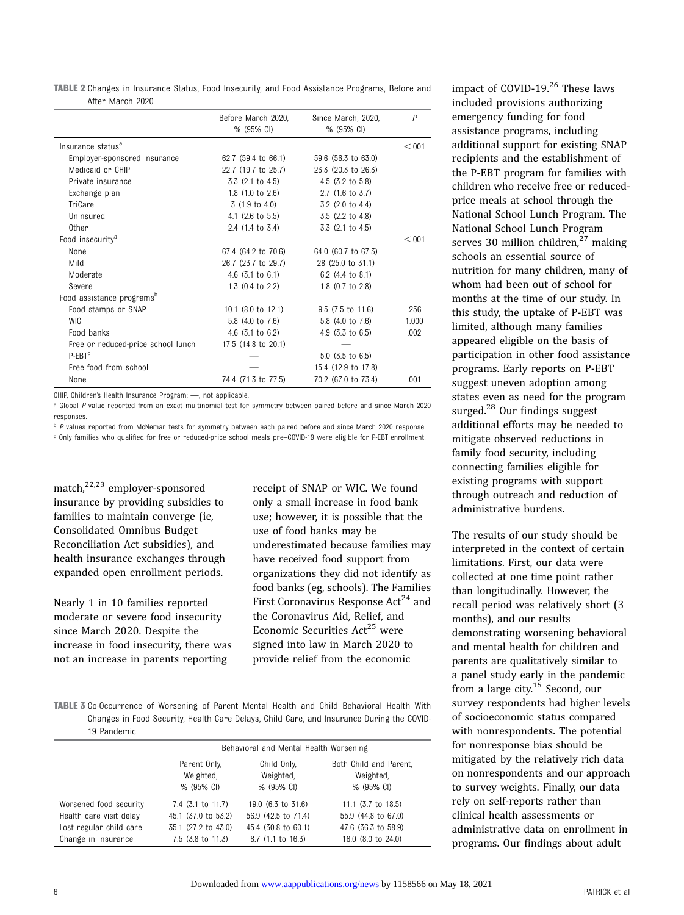**TABLE 2** Changes in Insurance Status, Food Insecurity, and Food Assistance Programs, Before and After March 2020

| | Before March 2020, % (95% CI) | Since March, 2020, % (95% CI) | P |
|---|---|---|---|
| Insurance status[a] | | | <.001 |
| Employer-sponsored insurance | 62.7 (59.4 to 66.1) | 59.6 (56.3 to 63.0) | |
| Medicaid or CHIP | 22.7 (19.7 to 25.7) | 23.3 (20.3 to 26.3) | |
| Private insurance | 3.3 (2.1 to 4.5) | 4.5 (3.2 to 5.8) | |
| Exchange plan | 1.8 (1.0 to 2.6) | 2.7 (1.6 to 3.7) | |
| TriCare | 3 (1.9 to 4.0) | 3.2 (2.0 to 4.4) | |
| Uninsured | 4.1 (2.6 to 5.5) | 3.5 (2.2 to 4.8) | |
| Other | 2.4 (1.4 to 3.4) | 3.3 (2.1 to 4.5) | |
| Food insecurity[a] | | | <.001 |
| None | 67.4 (64.2 to 70.6) | 64.0 (60.7 to 67.3) | |
| Mild | 26.7 (23.7 to 29.7) | 28 (25.0 to 31.1) | |
| Moderate | 4.6 (3.1 to 6.1) | 6.2 (4.4 to 8.1) | |
| Severe | 1.3 (0.4 to 2.2) | 1.8 (0.7 to 2.8) | |
| Food assistance programs[b] | | | |
| Food stamps or SNAP | 10.1 (8.0 to 12.1) | 9.5 (7.5 to 11.6) | .256 |
| WIC | 5.8 (4.0 to 7.6) | 5.8 (4.0 to 7.6) | 1.000 |
| Food banks | 4.6 (3.1 to 6.2) | 4.9 (3.3 to 6.5) | .002 |
| Free or reduced-price school lunch | 17.5 (14.8 to 20.1) | — | |
| P-EBT[c] | — | 5.0 (3.5 to 6.5) | |
| Free food from school | — | 15.4 (12.9 to 17.8) | |
| None | 74.4 (71.3 to 77.5) | 70.2 (67.0 to 73.4) | .001 |

CHIP, Children's Health Insurance Program; —, not applicable.

[a] Global P value reported from an exact multinomial test for symmetry between paired before and since March 2020 responses.

[b] P values reported from McNemar tests for symmetry between each paired before and since March 2020 response.

[c] Only families who qualified for free or reduced-price school meals pre–COVID-19 were eligible for P-EBT enrollment.

match,[22,23] employer-sponsored insurance by providing subsidies to families to maintain converge (ie, Consolidated Omnibus Budget Reconciliation Act subsidies), and health insurance exchanges through expanded open enrollment periods.

Nearly 1 in 10 families reported moderate or severe food insecurity since March 2020. Despite the increase in food insecurity, there was not an increase in parents reporting receipt of SNAP or WIC. We found only a small increase in food bank use; however, it is possible that the use of food banks may be underestimated because families may have received food support from organizations they did not identify as food banks (eg, schools). The Families First Coronavirus Response Act[24] and the Coronavirus Aid, Relief, and Economic Securities Act[25] were signed into law in March 2020 to provide relief from the economic impact of COVID-19.[26] These laws included provisions authorizing emergency funding for food assistance programs, including additional support for existing SNAP recipients and the establishment of the P-EBT program for families with children who receive free or reduced-price meals at school through the National School Lunch Program. The National School Lunch Program serves 30 million children,[27] making schools an essential source of nutrition for many children, many of whom had been out of school for months at the time of our study. In this study, the uptake of P-EBT was limited, although many families appeared eligible on the basis of participation in other food assistance programs. Early reports on P-EBT suggest uneven adoption among states even as need for the program surged.[28] Our findings suggest additional efforts may be needed to mitigate observed reductions in family food security, including connecting families eligible for existing programs with support through outreach and reduction of administrative burdens.

The results of our study should be interpreted in the context of certain limitations. First, our data were collected at one time point rather than longitudinally. However, the recall period was relatively short (3 months), and our results demonstrating worsening behavioral and mental health for children and parents are qualitatively similar to a panel study early in the pandemic from a large city.[15] Second, our survey respondents had higher levels of socioeconomic status compared with nonrespondents. The potential for nonresponse bias should be mitigated by the relatively rich data on nonrespondents and our approach to survey weights. Finally, our data rely on self-reports rather than clinical health assessments or administrative data on enrollment in programs. Our findings about adult

**TABLE 3** Co-Occurrence of Worsening of Parent Mental Health and Child Behavioral Health With Changes in Food Security, Health Care Delays, Child Care, and Insurance During the COVID-19 Pandemic

| | Behavioral and Mental Health Worsening | | |
|---|---|---|---|
| | Parent Only, Weighted, % (95% CI) | Child Only, Weighted, % (95% CI) | Both Child and Parent, Weighted, % (95% CI) |
| Worsened food security | 7.4 (3.1 to 11.7) | 19.0 (6.3 to 31.6) | 11.1 (3.7 to 18.5) |
| Health care visit delay | 45.1 (37.0 to 53.2) | 56.9 (42.5 to 71.4) | 55.9 (44.8 to 67.0) |
| Lost regular child care | 35.1 (27.2 to 43.0) | 45.4 (30.8 to 60.1) | 47.6 (36.3 to 58.9) |
| Change in insurance | 7.5 (3.8 to 11.3) | 8.7 (1.1 to 16.3) | 16.0 (8.0 to 24.0) |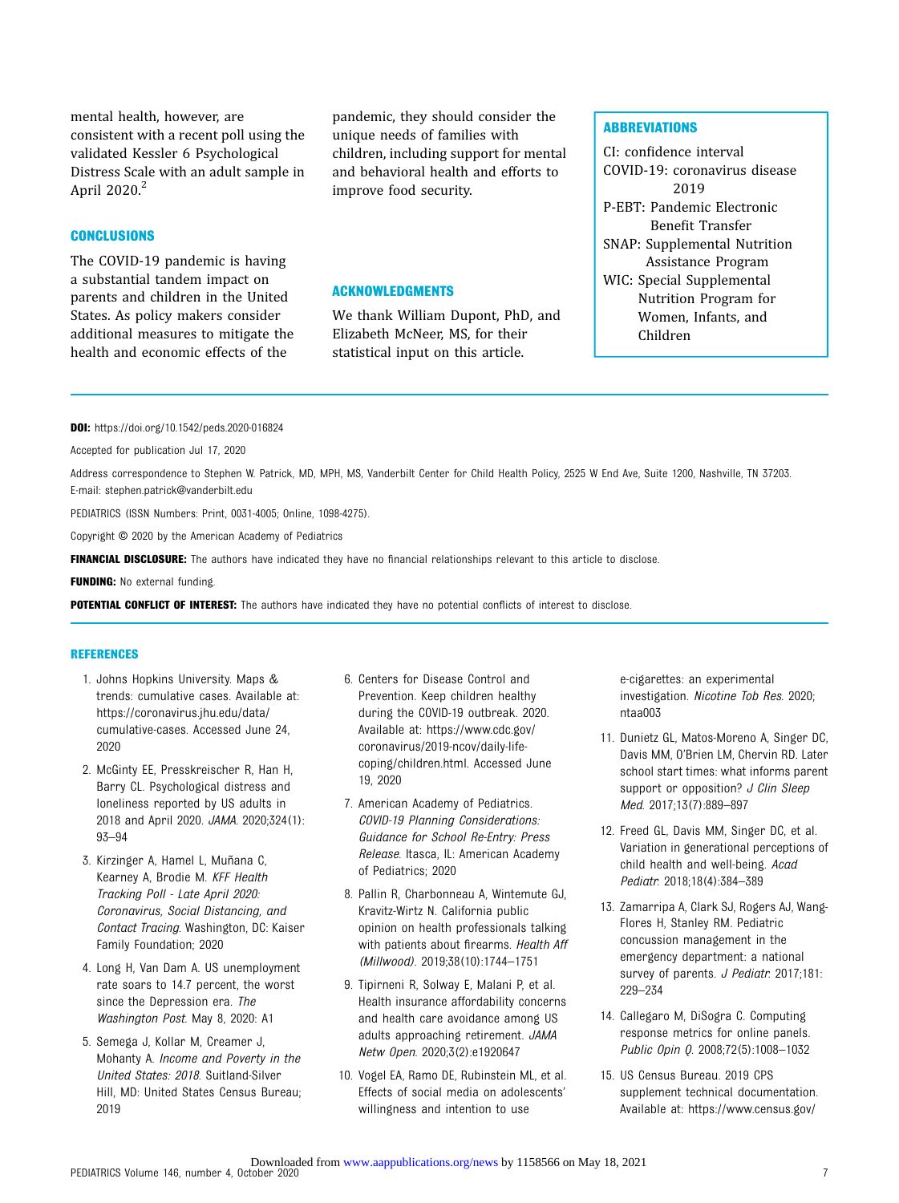mental health, however, are consistent with a recent poll using the validated Kessler 6 Psychological Distress Scale with an adult sample in April 2020.[2]

## CONCLUSIONS

The COVID-19 pandemic is having a substantial tandem impact on parents and children in the United States. As policy makers consider additional measures to mitigate the health and economic effects of the pandemic, they should consider the unique needs of families with children, including support for mental and behavioral health and efforts to improve food security.

## ACKNOWLEDGMENTS

We thank William Dupont, PhD, and Elizabeth McNeer, MS, for their statistical input on this article.

## ABBREVIATIONS

CI: confidence interval
COVID-19: coronavirus disease 2019
P-EBT: Pandemic Electronic Benefit Transfer
SNAP: Supplemental Nutrition Assistance Program
WIC: Special Supplemental Nutrition Program for Women, Infants, and Children

**DOI:** https://doi.org/10.1542/peds.2020-016824

Accepted for publication Jul 17, 2020

Address correspondence to Stephen W. Patrick, MD, MPH, MS, Vanderbilt Center for Child Health Policy, 2525 W End Ave, Suite 1200, Nashville, TN 37203. E-mail: stephen.patrick@vanderbilt.edu

PEDIATRICS (ISSN Numbers: Print, 0031-4005; Online, 1098-4275).

Copyright © 2020 by the American Academy of Pediatrics

**FINANCIAL DISCLOSURE:** The authors have indicated they have no financial relationships relevant to this article to disclose.

**FUNDING:** No external funding.

**POTENTIAL CONFLICT OF INTEREST:** The authors have indicated they have no potential conflicts of interest to disclose.

## REFERENCES

1. Johns Hopkins University. Maps & trends: cumulative cases. Available at: https://coronavirus.jhu.edu/data/cumulative-cases. Accessed June 24, 2020
2. McGinty EE, Presskreischer R, Han H, Barry CL. Psychological distress and loneliness reported by US adults in 2018 and April 2020. *JAMA*. 2020;324(1):93–94
3. Kirzinger A, Hamel L, Muñana C, Kearney A, Brodie M. *KFF Health Tracking Poll - Late April 2020: Coronavirus, Social Distancing, and Contact Tracing*. Washington, DC: Kaiser Family Foundation; 2020
4. Long H, Van Dam A. US unemployment rate soars to 14.7 percent, the worst since the Depression era. *The Washington Post*. May 8, 2020: A1
5. Semega J, Kollar M, Creamer J, Mohanty A. *Income and Poverty in the United States: 2018*. Suitland-Silver Hill, MD: United States Census Bureau; 2019
6. Centers for Disease Control and Prevention. Keep children healthy during the COVID-19 outbreak. 2020. Available at: https://www.cdc.gov/coronavirus/2019-ncov/daily-life-coping/children.html. Accessed June 19, 2020
7. American Academy of Pediatrics. *COVID-19 Planning Considerations: Guidance for School Re-Entry: Press Release*. Itasca, IL: American Academy of Pediatrics; 2020
8. Pallin R, Charbonneau A, Wintemute GJ, Kravitz-Wirtz N. California public opinion on health professionals talking with patients about firearms. *Health Aff (Millwood)*. 2019;38(10):1744–1751
9. Tipirneni R, Solway E, Malani P, et al. Health insurance affordability concerns and health care avoidance among US adults approaching retirement. *JAMA Netw Open*. 2020;3(2):e1920647
10. Vogel EA, Ramo DE, Rubinstein ML, et al. Effects of social media on adolescents' willingness and intention to use e-cigarettes: an experimental investigation. *Nicotine Tob Res*. 2020;ntaa003
11. Dunietz GL, Matos-Moreno A, Singer DC, Davis MM, O'Brien LM, Chervin RD. Later school start times: what informs parent support or opposition? *J Clin Sleep Med*. 2017;13(7):889–897
12. Freed GL, Davis MM, Singer DC, et al. Variation in generational perceptions of child health and well-being. *Acad Pediatr*. 2018;18(4):384–389
13. Zamarripa A, Clark SJ, Rogers AJ, Wang-Flores H, Stanley RM. Pediatric concussion management in the emergency department: a national survey of parents. *J Pediatr*. 2017;181:229–234
14. Callegaro M, DiSogra C. Computing response metrics for online panels. *Public Opin Q*. 2008;72(5):1008–1032
15. US Census Bureau. 2019 CPS supplement technical documentation. Available at: https://www.census.gov/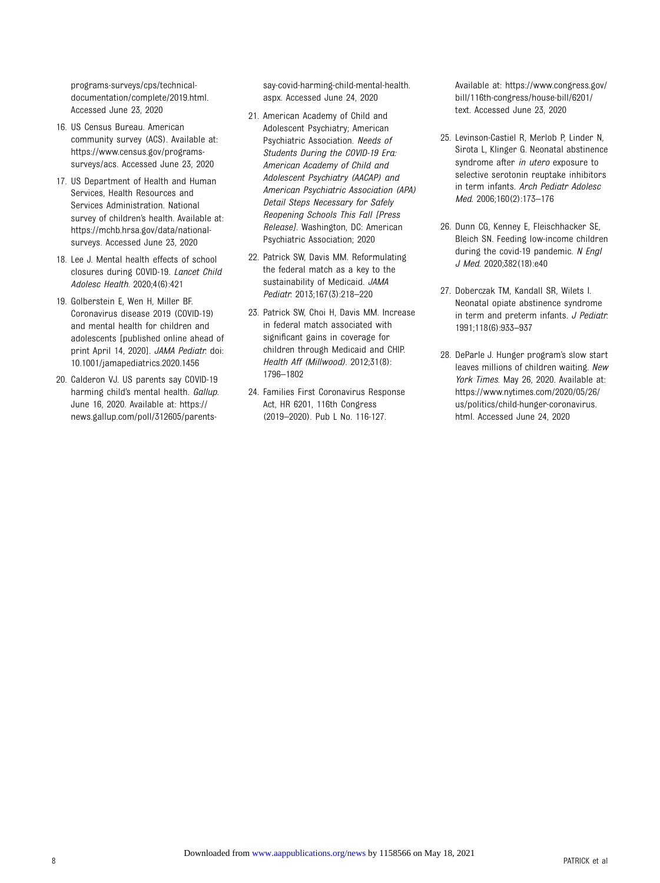programs-surveys/cps/technical-documentation/complete/2019.html. Accessed June 23, 2020

16. US Census Bureau. American community survey (ACS). Available at: https://www.census.gov/programs-surveys/acs. Accessed June 23, 2020
17. US Department of Health and Human Services, Health Resources and Services Administration. National survey of children's health. Available at: https://mchb.hrsa.gov/data/national-surveys. Accessed June 23, 2020
18. Lee J. Mental health effects of school closures during COVID-19. *Lancet Child Adolesc Health*. 2020;4(6):421
19. Golberstein E, Wen H, Miller BF. Coronavirus disease 2019 (COVID-19) and mental health for children and adolescents [published online ahead of print April 14, 2020]. *JAMA Pediatr*. doi: 10.1001/jamapediatrics.2020.1456
20. Calderon VJ. US parents say COVID-19 harming child's mental health. *Gallup*. June 16, 2020. Available at: https://news.gallup.com/poll/312605/parents-say-covid-harming-child-mental-health.aspx. Accessed June 24, 2020
21. American Academy of Child and Adolescent Psychiatry; American Psychiatric Association. *Needs of Students During the COVID-19 Era: American Academy of Child and Adolescent Psychiatry (AACAP) and American Psychiatric Association (APA) Detail Steps Necessary for Safely Reopening Schools This Fall [Press Release]*. Washington, DC: American Psychiatric Association; 2020
22. Patrick SW, Davis MM. Reformulating the federal match as a key to the sustainability of Medicaid. *JAMA Pediatr*. 2013;167(3):218–220
23. Patrick SW, Choi H, Davis MM. Increase in federal match associated with significant gains in coverage for children through Medicaid and CHIP. *Health Aff (Millwood)*. 2012;31(8): 1796–1802
24. Families First Coronavirus Response Act, HR 6201, 116th Congress (2019–2020). Pub L No. 116-127. Available at: https://www.congress.gov/bill/116th-congress/house-bill/6201/text. Accessed June 23, 2020
25. Levinson-Castiel R, Merlob P, Linder N, Sirota L, Klinger G. Neonatal abstinence syndrome after *in utero* exposure to selective serotonin reuptake inhibitors in term infants. *Arch Pediatr Adolesc Med*. 2006;160(2):173–176
26. Dunn CG, Kenney E, Fleischhacker SE, Bleich SN. Feeding low-income children during the covid-19 pandemic. *N Engl J Med*. 2020;382(18):e40
27. Doberczak TM, Kandall SR, Wilets I. Neonatal opiate abstinence syndrome in term and preterm infants. *J Pediatr*. 1991;118(6):933–937
28. DeParle J. Hunger program's slow start leaves millions of children waiting. *New York Times*. May 26, 2020. Available at: https://www.nytimes.com/2020/05/26/us/politics/child-hunger-coronavirus.html. Accessed June 24, 2020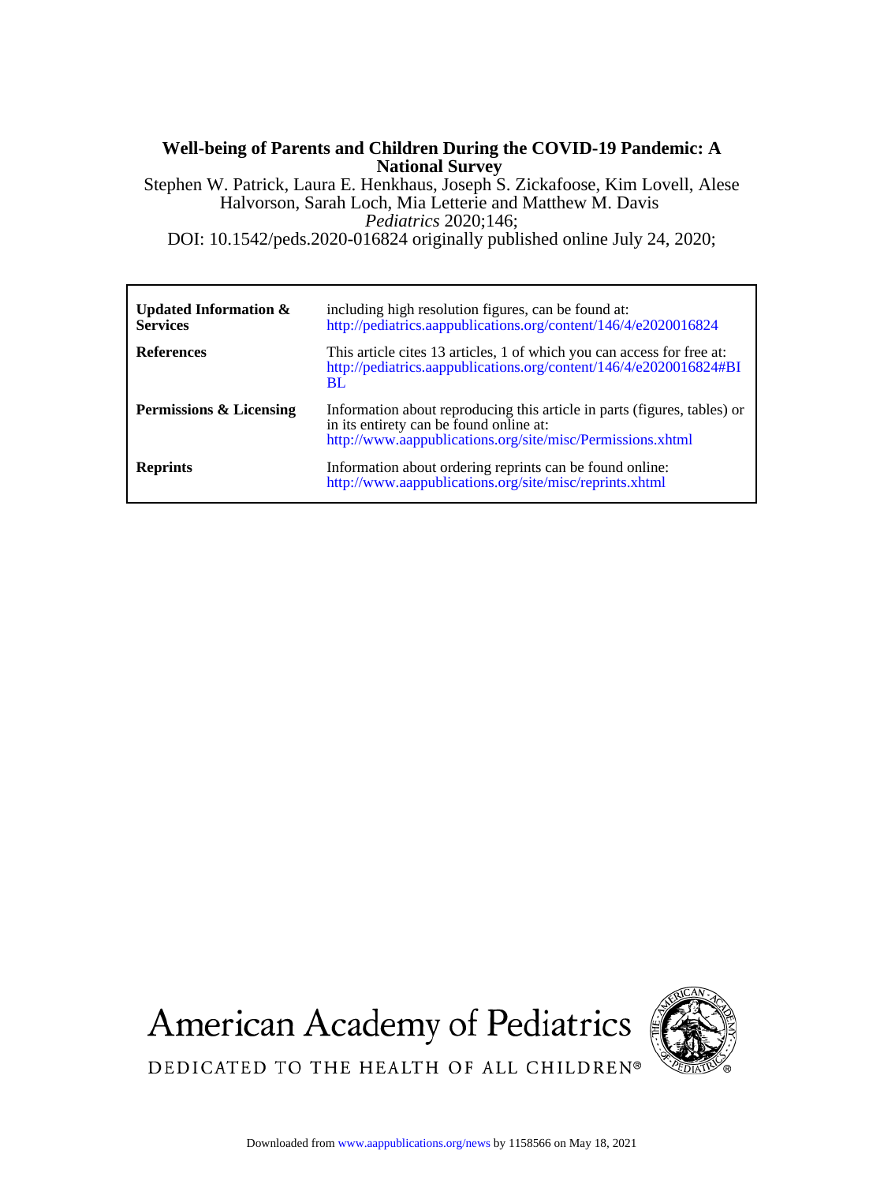# Well-being of Parents and Children During the COVID-19 Pandemic: A National Survey

Stephen W. Patrick, Laura E. Henkhaus, Joseph S. Zickafoose, Kim Lovell, Alese Halvorson, Sarah Loch, Mia Letterie and Matthew M. Davis

*Pediatrics* 2020;146;

DOI: 10.1542/peds.2020-016824 originally published online July 24, 2020;

| | |
|---|---|
| **Updated Information & Services** | including high resolution figures, can be found at: http://pediatrics.aappublications.org/content/146/4/e2020016824 |
| **References** | This article cites 13 articles, 1 of which you can access for free at: http://pediatrics.aappublications.org/content/146/4/e2020016824#BIBL |
| **Permissions & Licensing** | Information about reproducing this article in parts (figures, tables) or in its entirety can be found online at: http://www.aappublications.org/site/misc/Permissions.xhtml |
| **Reprints** | Information about ordering reprints can be found online: http://www.aappublications.org/site/misc/reprints.xhtml |

American Academy of Pediatrics

DEDICATED TO THE HEALTH OF ALL CHILDREN®

Downloaded from www.aappublications.org/news by 1158566 on May 18, 2021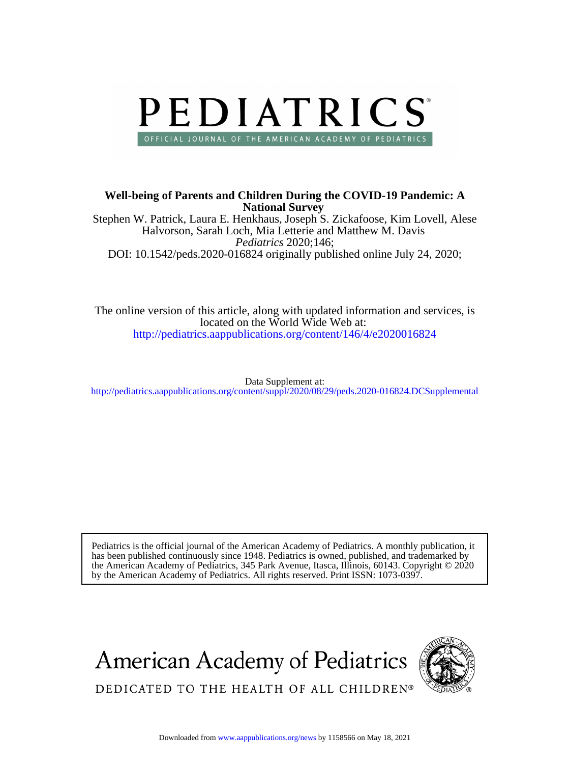# PEDIATRICS

OFFICIAL JOURNAL OF THE AMERICAN ACADEMY OF PEDIATRICS

**Well-being of Parents and Children During the COVID-19 Pandemic: A National Survey**

Stephen W. Patrick, Laura E. Henkhaus, Joseph S. Zickafoose, Kim Lovell, Alese Halvorson, Sarah Loch, Mia Letterie and Matthew M. Davis

*Pediatrics* 2020;146;

DOI: 10.1542/peds.2020-016824 originally published online July 24, 2020;

The online version of this article, along with updated information and services, is located on the World Wide Web at:

http://pediatrics.aappublications.org/content/146/4/e2020016824

Data Supplement at:

http://pediatrics.aappublications.org/content/suppl/2020/08/29/peds.2020-016824.DCSupplemental

Pediatrics is the official journal of the American Academy of Pediatrics. A monthly publication, it has been published continuously since 1948. Pediatrics is owned, published, and trademarked by the American Academy of Pediatrics, 345 Park Avenue, Itasca, Illinois, 60143. Copyright © 2020 by the American Academy of Pediatrics. All rights reserved. Print ISSN: 1073-0397.

American Academy of Pediatrics

DEDICATED TO THE HEALTH OF ALL CHILDREN®